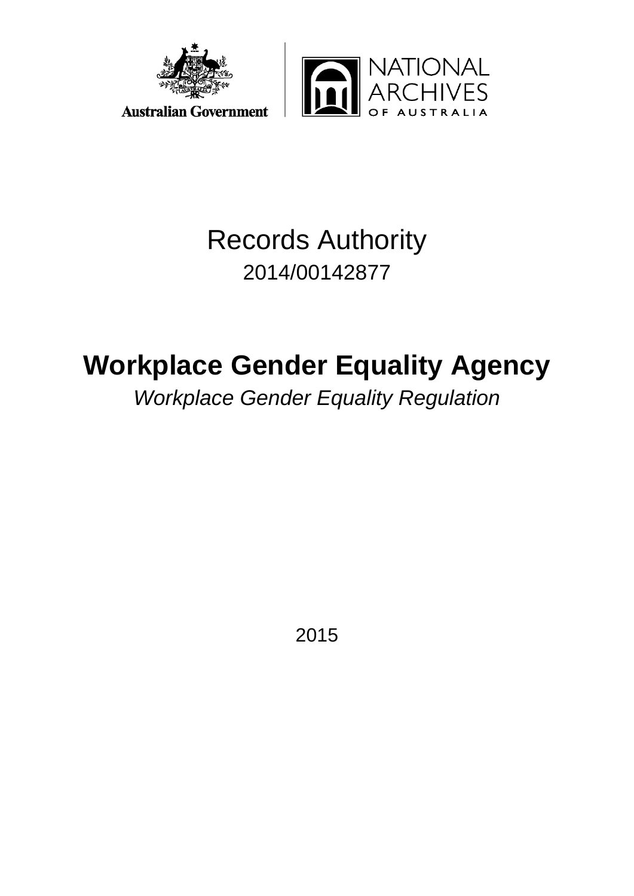Australian Government

NATIONAL ARCHIVES OF AUSTRALIA

# Records Authority

2014/00142877

# Workplace Gender Equality Agency

*Workplace Gender Equality Regulation*

2015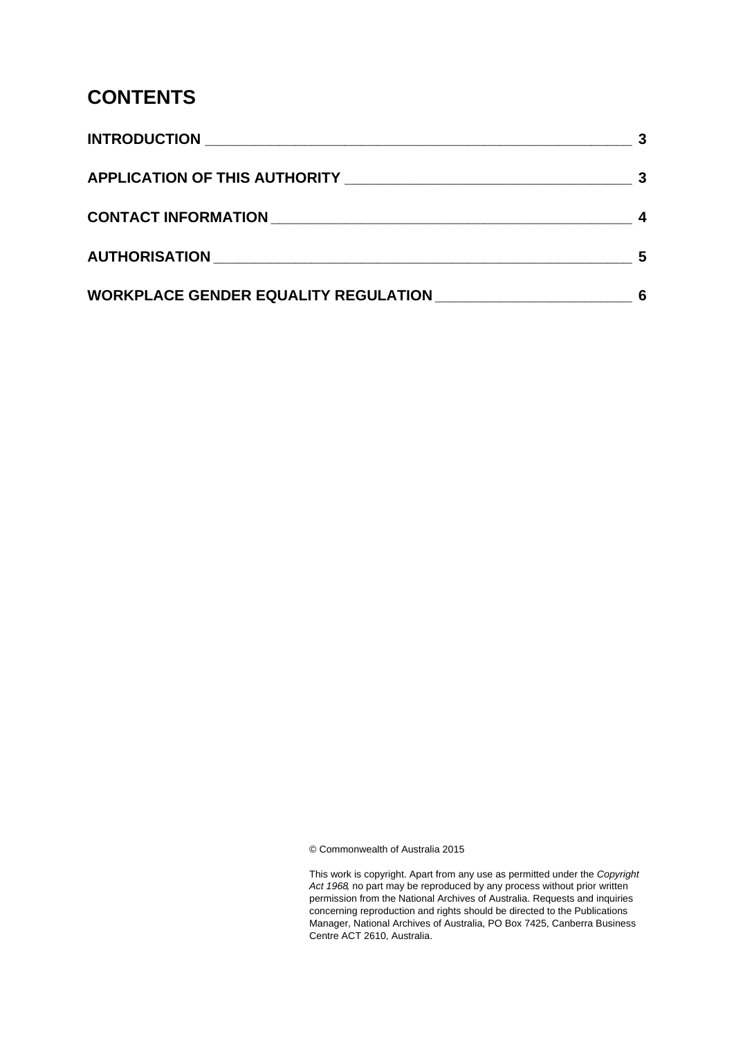# CONTENTS

| | |
|---|---|
| **INTRODUCTION** | **3** |
| **APPLICATION OF THIS AUTHORITY** | **3** |
| **CONTACT INFORMATION** | **4** |
| **AUTHORISATION** | **5** |
| **WORKPLACE GENDER EQUALITY REGULATION** | **6** |

© Commonwealth of Australia 2015

This work is copyright. Apart from any use as permitted under the *Copyright Act 1968*, no part may be reproduced by any process without prior written permission from the National Archives of Australia. Requests and inquiries concerning reproduction and rights should be directed to the Publications Manager, National Archives of Australia, PO Box 7425, Canberra Business Centre ACT 2610, Australia.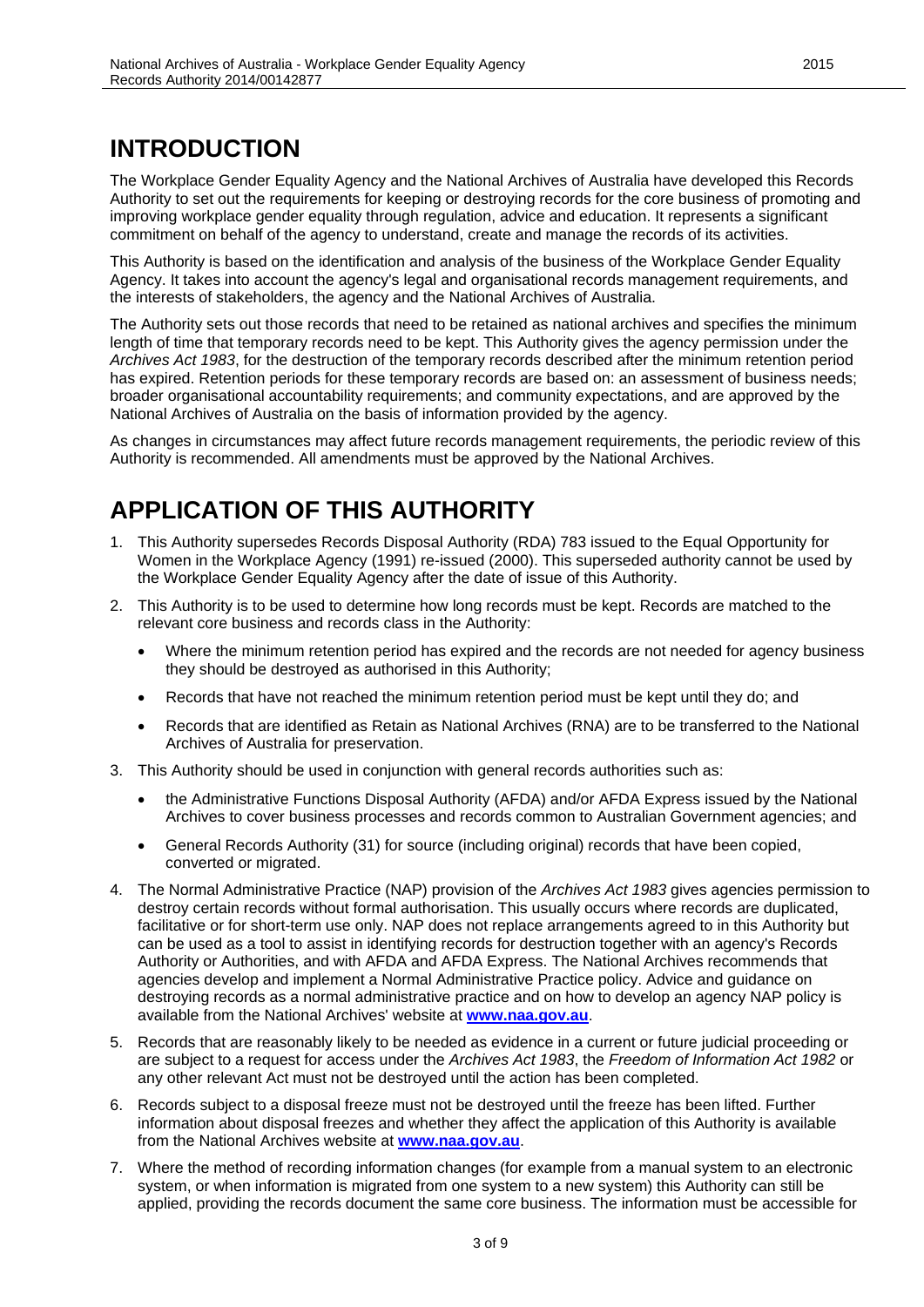# INTRODUCTION

The Workplace Gender Equality Agency and the National Archives of Australia have developed this Records Authority to set out the requirements for keeping or destroying records for the core business of promoting and improving workplace gender equality through regulation, advice and education. It represents a significant commitment on behalf of the agency to understand, create and manage the records of its activities.

This Authority is based on the identification and analysis of the business of the Workplace Gender Equality Agency. It takes into account the agency's legal and organisational records management requirements, and the interests of stakeholders, the agency and the National Archives of Australia.

The Authority sets out those records that need to be retained as national archives and specifies the minimum length of time that temporary records need to be kept. This Authority gives the agency permission under the *Archives Act 1983*, for the destruction of the temporary records described after the minimum retention period has expired. Retention periods for these temporary records are based on: an assessment of business needs; broader organisational accountability requirements; and community expectations, and are approved by the National Archives of Australia on the basis of information provided by the agency.

As changes in circumstances may affect future records management requirements, the periodic review of this Authority is recommended. All amendments must be approved by the National Archives.

# APPLICATION OF THIS AUTHORITY

1. This Authority supersedes Records Disposal Authority (RDA) 783 issued to the Equal Opportunity for Women in the Workplace Agency (1991) re-issued (2000). This superseded authority cannot be used by the Workplace Gender Equality Agency after the date of issue of this Authority.
2. This Authority is to be used to determine how long records must be kept. Records are matched to the relevant core business and records class in the Authority:
   - Where the minimum retention period has expired and the records are not needed for agency business they should be destroyed as authorised in this Authority;
   - Records that have not reached the minimum retention period must be kept until they do; and
   - Records that are identified as Retain as National Archives (RNA) are to be transferred to the National Archives of Australia for preservation.
3. This Authority should be used in conjunction with general records authorities such as:
   - the Administrative Functions Disposal Authority (AFDA) and/or AFDA Express issued by the National Archives to cover business processes and records common to Australian Government agencies; and
   - General Records Authority (31) for source (including original) records that have been copied, converted or migrated.
4. The Normal Administrative Practice (NAP) provision of the *Archives Act 1983* gives agencies permission to destroy certain records without formal authorisation. This usually occurs where records are duplicated, facilitative or for short-term use only. NAP does not replace arrangements agreed to in this Authority but can be used as a tool to assist in identifying records for destruction together with an agency's Records Authority or Authorities, and with AFDA and AFDA Express. The National Archives recommends that agencies develop and implement a Normal Administrative Practice policy. Advice and guidance on destroying records as a normal administrative practice and on how to develop an agency NAP policy is available from the National Archives' website at **www.naa.gov.au**.
5. Records that are reasonably likely to be needed as evidence in a current or future judicial proceeding or are subject to a request for access under the *Archives Act 1983*, the *Freedom of Information Act 1982* or any other relevant Act must not be destroyed until the action has been completed.
6. Records subject to a disposal freeze must not be destroyed until the freeze has been lifted. Further information about disposal freezes and whether they affect the application of this Authority is available from the National Archives website at **www.naa.gov.au**.
7. Where the method of recording information changes (for example from a manual system to an electronic system, or when information is migrated from one system to a new system) this Authority can still be applied, providing the records document the same core business. The information must be accessible for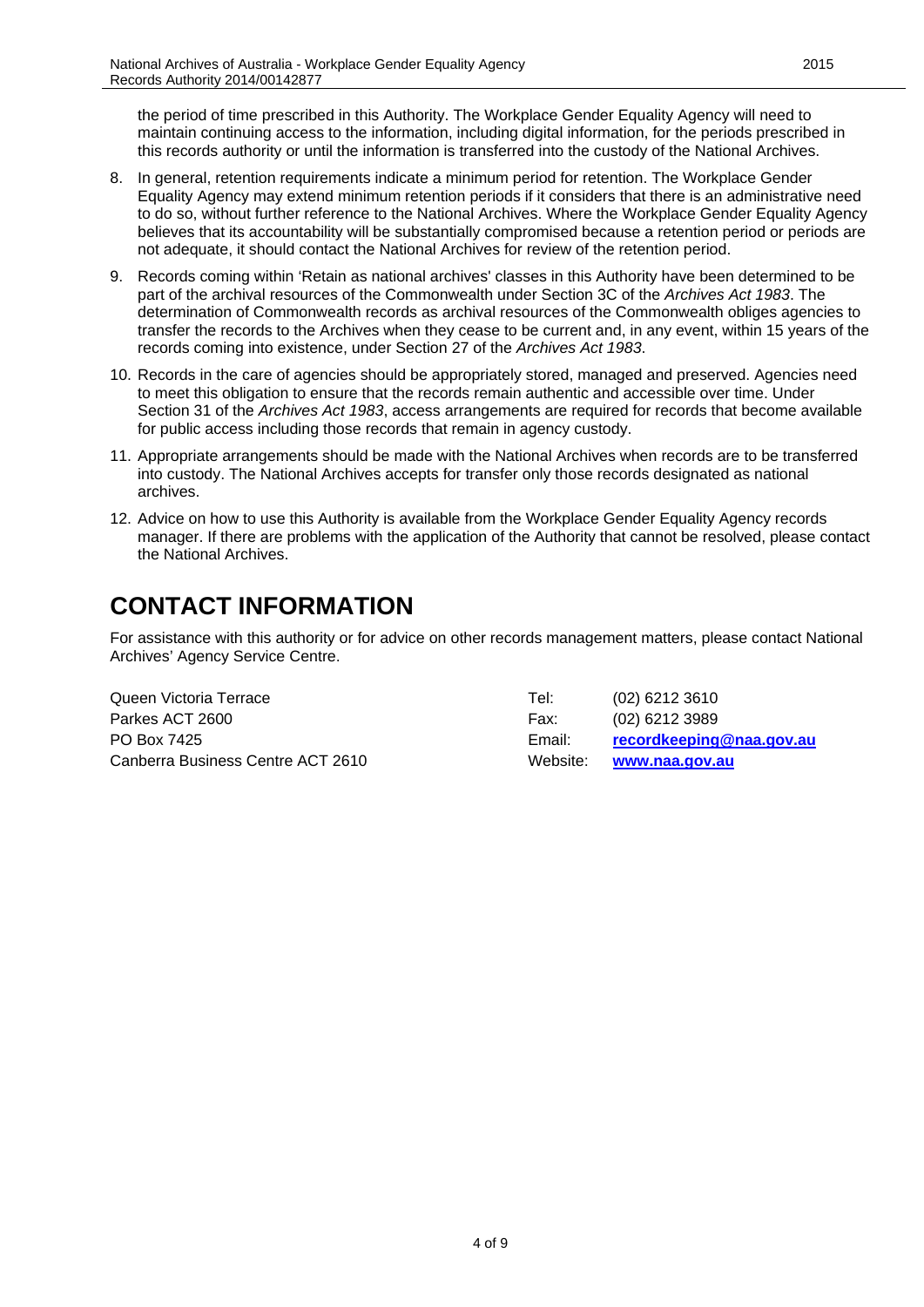the period of time prescribed in this Authority. The Workplace Gender Equality Agency will need to maintain continuing access to the information, including digital information, for the periods prescribed in this records authority or until the information is transferred into the custody of the National Archives.

8. In general, retention requirements indicate a minimum period for retention. The Workplace Gender Equality Agency may extend minimum retention periods if it considers that there is an administrative need to do so, without further reference to the National Archives. Where the Workplace Gender Equality Agency believes that its accountability will be substantially compromised because a retention period or periods are not adequate, it should contact the National Archives for review of the retention period.
9. Records coming within 'Retain as national archives' classes in this Authority have been determined to be part of the archival resources of the Commonwealth under Section 3C of the *Archives Act 1983*. The determination of Commonwealth records as archival resources of the Commonwealth obliges agencies to transfer the records to the Archives when they cease to be current and, in any event, within 15 years of the records coming into existence, under Section 27 of the *Archives Act 1983*.
10. Records in the care of agencies should be appropriately stored, managed and preserved. Agencies need to meet this obligation to ensure that the records remain authentic and accessible over time. Under Section 31 of the *Archives Act 1983*, access arrangements are required for records that become available for public access including those records that remain in agency custody.
11. Appropriate arrangements should be made with the National Archives when records are to be transferred into custody. The National Archives accepts for transfer only those records designated as national archives.
12. Advice on how to use this Authority is available from the Workplace Gender Equality Agency records manager. If there are problems with the application of the Authority that cannot be resolved, please contact the National Archives.

# CONTACT INFORMATION

For assistance with this authority or for advice on other records management matters, please contact National Archives' Agency Service Centre.

| | | |
|---|---|---|
| Queen Victoria Terrace | Tel: | (02) 6212 3610 |
| Parkes ACT 2600 | Fax: | (02) 6212 3989 |
| PO Box 7425 | Email: | **recordkeeping@naa.gov.au** |
| Canberra Business Centre ACT 2610 | Website: | **www.naa.gov.au** |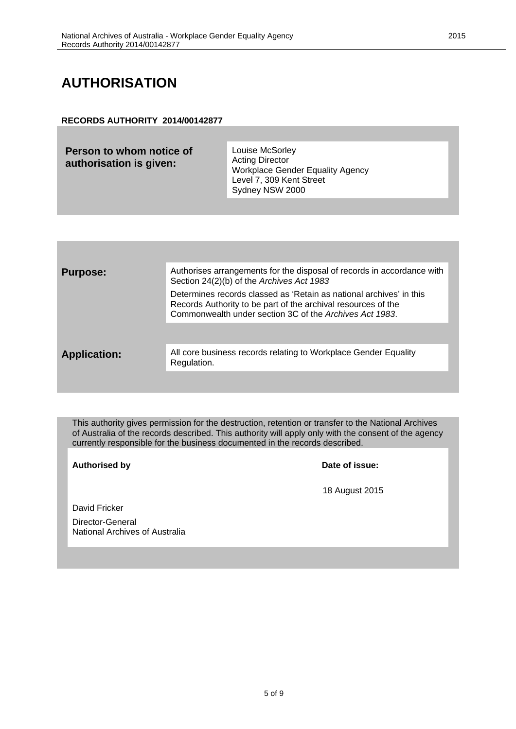# AUTHORISATION

**RECORDS AUTHORITY 2014/00142877**

| **Person to whom notice of authorisation is given:** | Louise McSorley<br>Acting Director<br>Workplace Gender Equality Agency<br>Level 7, 309 Kent Street<br>Sydney NSW 2000 |
| --- | --- |

| **Purpose:** | Authorises arrangements for the disposal of records in accordance with Section 24(2)(b) of the *Archives Act 1983*<br><br>Determines records classed as 'Retain as national archives' in this Records Authority to be part of the archival resources of the Commonwealth under section 3C of the *Archives Act 1983*. |
| --- | --- |
| **Application:** | All core business records relating to Workplace Gender Equality Regulation. |

This authority gives permission for the destruction, retention or transfer to the National Archives of Australia of the records described. This authority will apply only with the consent of the agency currently responsible for the business documented in the records described.

| **Authorised by** | **Date of issue:** |
| --- | --- |
| David Fricker<br><br>Director-General<br>National Archives of Australia | 18 August 2015 |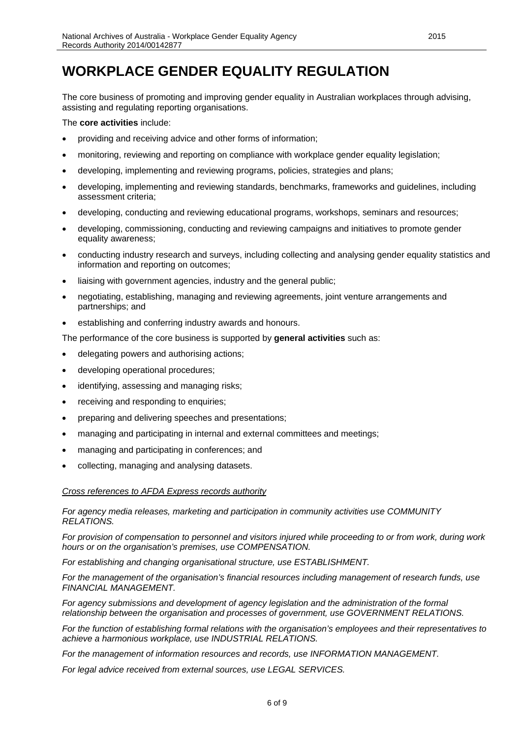# WORKPLACE GENDER EQUALITY REGULATION

The core business of promoting and improving gender equality in Australian workplaces through advising, assisting and regulating reporting organisations.

The **core activities** include:

- providing and receiving advice and other forms of information;
- monitoring, reviewing and reporting on compliance with workplace gender equality legislation;
- developing, implementing and reviewing programs, policies, strategies and plans;
- developing, implementing and reviewing standards, benchmarks, frameworks and guidelines, including assessment criteria;
- developing, conducting and reviewing educational programs, workshops, seminars and resources;
- developing, commissioning, conducting and reviewing campaigns and initiatives to promote gender equality awareness;
- conducting industry research and surveys, including collecting and analysing gender equality statistics and information and reporting on outcomes;
- liaising with government agencies, industry and the general public;
- negotiating, establishing, managing and reviewing agreements, joint venture arrangements and partnerships; and
- establishing and conferring industry awards and honours.

The performance of the core business is supported by **general activities** such as:

- delegating powers and authorising actions;
- developing operational procedures;
- identifying, assessing and managing risks;
- receiving and responding to enquiries;
- preparing and delivering speeches and presentations;
- managing and participating in internal and external committees and meetings;
- managing and participating in conferences; and
- collecting, managing and analysing datasets.

*Cross references to AFDA Express records authority*

*For agency media releases, marketing and participation in community activities use COMMUNITY RELATIONS.*

*For provision of compensation to personnel and visitors injured while proceeding to or from work, during work hours or on the organisation's premises, use COMPENSATION.*

*For establishing and changing organisational structure, use ESTABLISHMENT.*

*For the management of the organisation's financial resources including management of research funds, use FINANCIAL MANAGEMENT.*

*For agency submissions and development of agency legislation and the administration of the formal relationship between the organisation and processes of government, use GOVERNMENT RELATIONS.*

*For the function of establishing formal relations with the organisation's employees and their representatives to achieve a harmonious workplace, use INDUSTRIAL RELATIONS.*

*For the management of information resources and records, use INFORMATION MANAGEMENT.*

*For legal advice received from external sources, use LEGAL SERVICES.*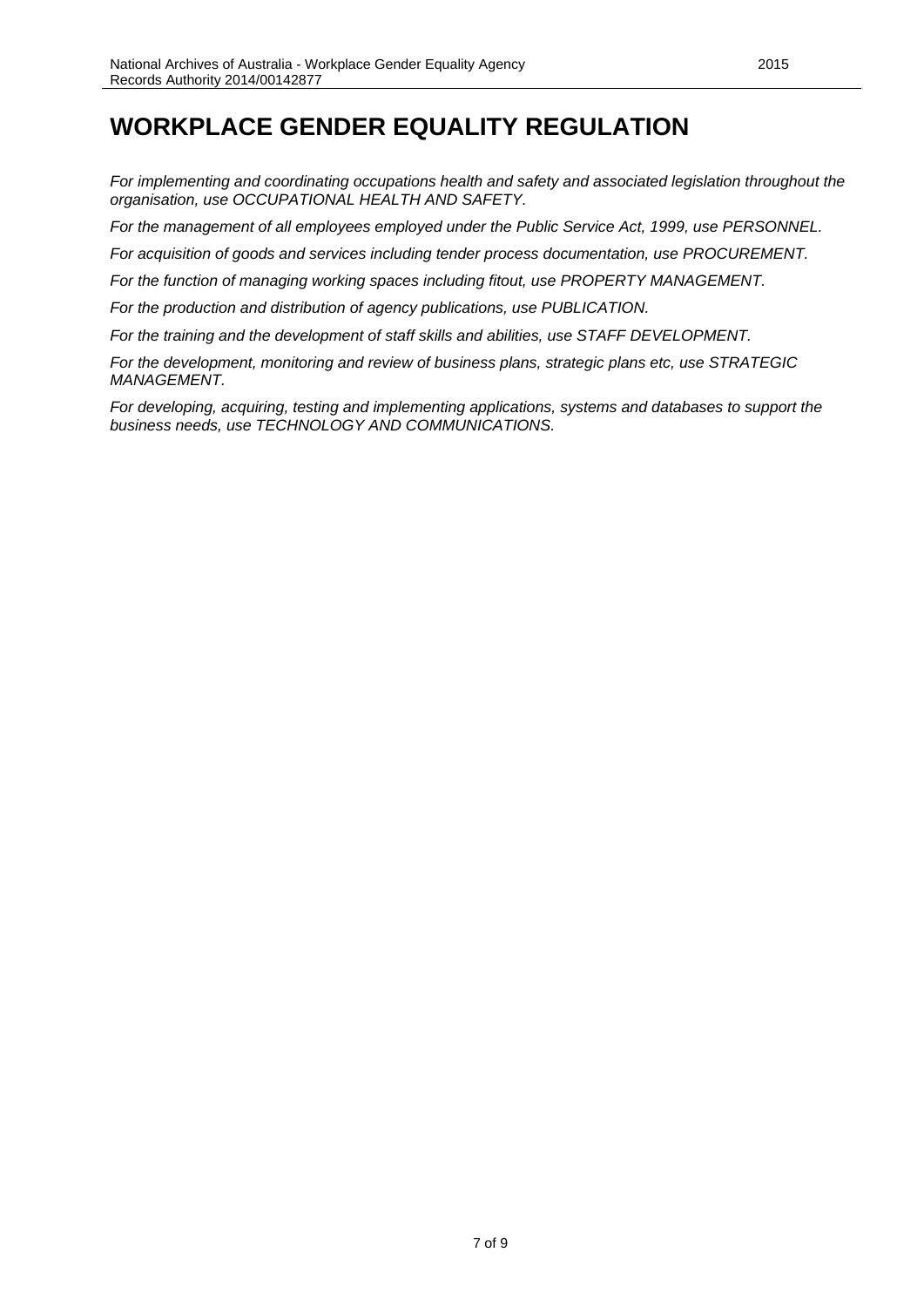# WORKPLACE GENDER EQUALITY REGULATION

*For implementing and coordinating occupations health and safety and associated legislation throughout the organisation, use OCCUPATIONAL HEALTH AND SAFETY.*

*For the management of all employees employed under the Public Service Act, 1999, use PERSONNEL.*

*For acquisition of goods and services including tender process documentation, use PROCUREMENT.*

*For the function of managing working spaces including fitout, use PROPERTY MANAGEMENT.*

*For the production and distribution of agency publications, use PUBLICATION.*

*For the training and the development of staff skills and abilities, use STAFF DEVELOPMENT.*

*For the development, monitoring and review of business plans, strategic plans etc, use STRATEGIC MANAGEMENT.*

*For developing, acquiring, testing and implementing applications, systems and databases to support the business needs, use TECHNOLOGY AND COMMUNICATIONS.*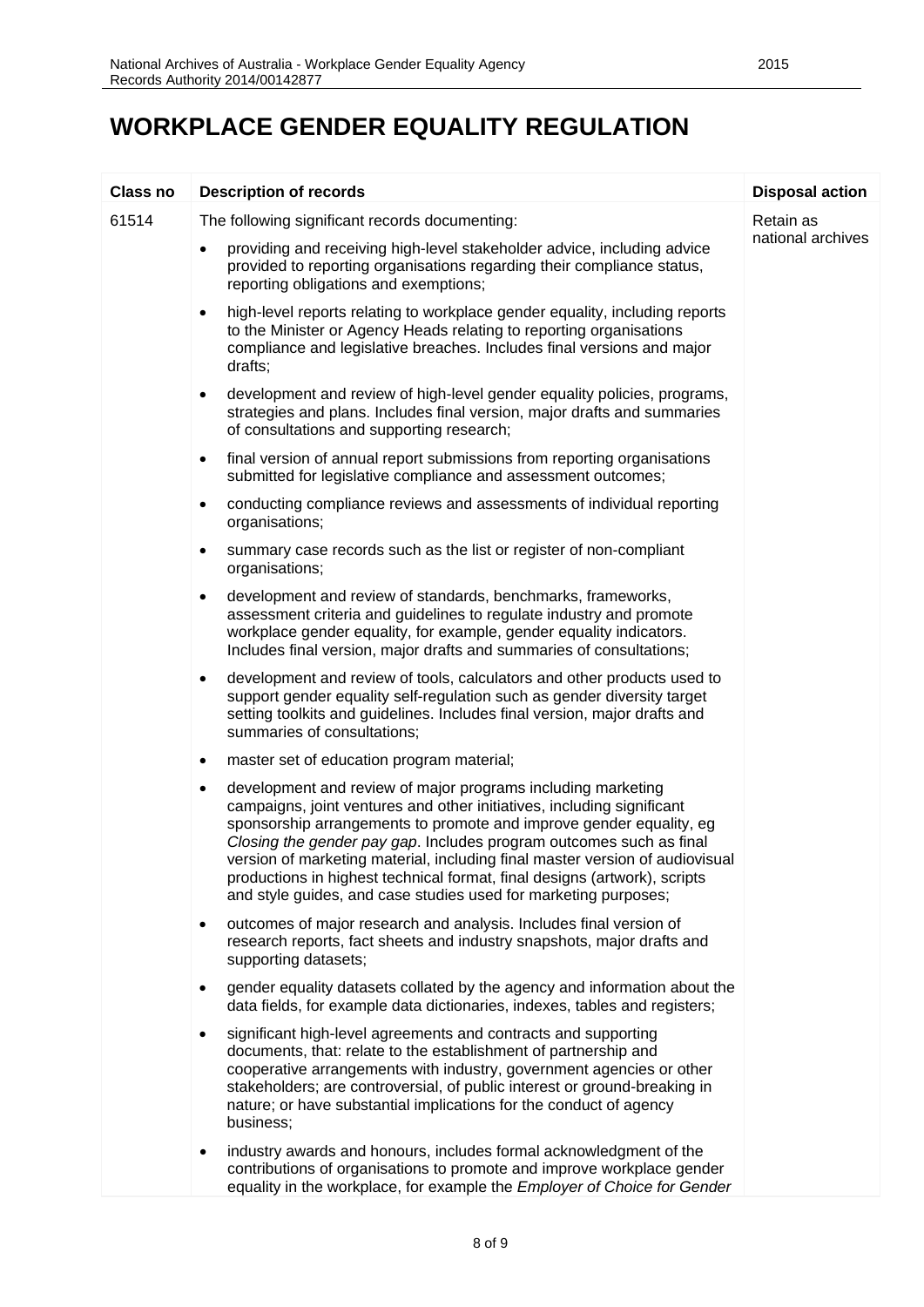# WORKPLACE GENDER EQUALITY REGULATION

| Class no | Description of records | Disposal action |
|---|---|---|
| 61514 | The following significant records documenting:<br>• providing and receiving high-level stakeholder advice, including advice provided to reporting organisations regarding their compliance status, reporting obligations and exemptions;<br>• high-level reports relating to workplace gender equality, including reports to the Minister or Agency Heads relating to reporting organisations compliance and legislative breaches. Includes final versions and major drafts;<br>• development and review of high-level gender equality policies, programs, strategies and plans. Includes final version, major drafts and summaries of consultations and supporting research;<br>• final version of annual report submissions from reporting organisations submitted for legislative compliance and assessment outcomes;<br>• conducting compliance reviews and assessments of individual reporting organisations;<br>• summary case records such as the list or register of non-compliant organisations;<br>• development and review of standards, benchmarks, frameworks, assessment criteria and guidelines to regulate industry and promote workplace gender equality, for example, gender equality indicators. Includes final version, major drafts and summaries of consultations;<br>• development and review of tools, calculators and other products used to support gender equality self-regulation such as gender diversity target setting toolkits and guidelines. Includes final version, major drafts and summaries of consultations;<br>• master set of education program material;<br>• development and review of major programs including marketing campaigns, joint ventures and other initiatives, including significant sponsorship arrangements to promote and improve gender equality, eg *Closing the gender pay gap*. Includes program outcomes such as final version of marketing material, including final master version of audiovisual productions in highest technical format, final designs (artwork), scripts and style guides, and case studies used for marketing purposes;<br>• outcomes of major research and analysis. Includes final version of research reports, fact sheets and industry snapshots, major drafts and supporting datasets;<br>• gender equality datasets collated by the agency and information about the data fields, for example data dictionaries, indexes, tables and registers;<br>• significant high-level agreements and contracts and supporting documents, that: relate to the establishment of partnership and cooperative arrangements with industry, government agencies or other stakeholders; are controversial, of public interest or ground-breaking in nature; or have substantial implications for the conduct of agency business;<br>• industry awards and honours, includes formal acknowledgment of the contributions of organisations to promote and improve workplace gender equality in the workplace, for example the *Employer of Choice for Gender* | Retain as national archives |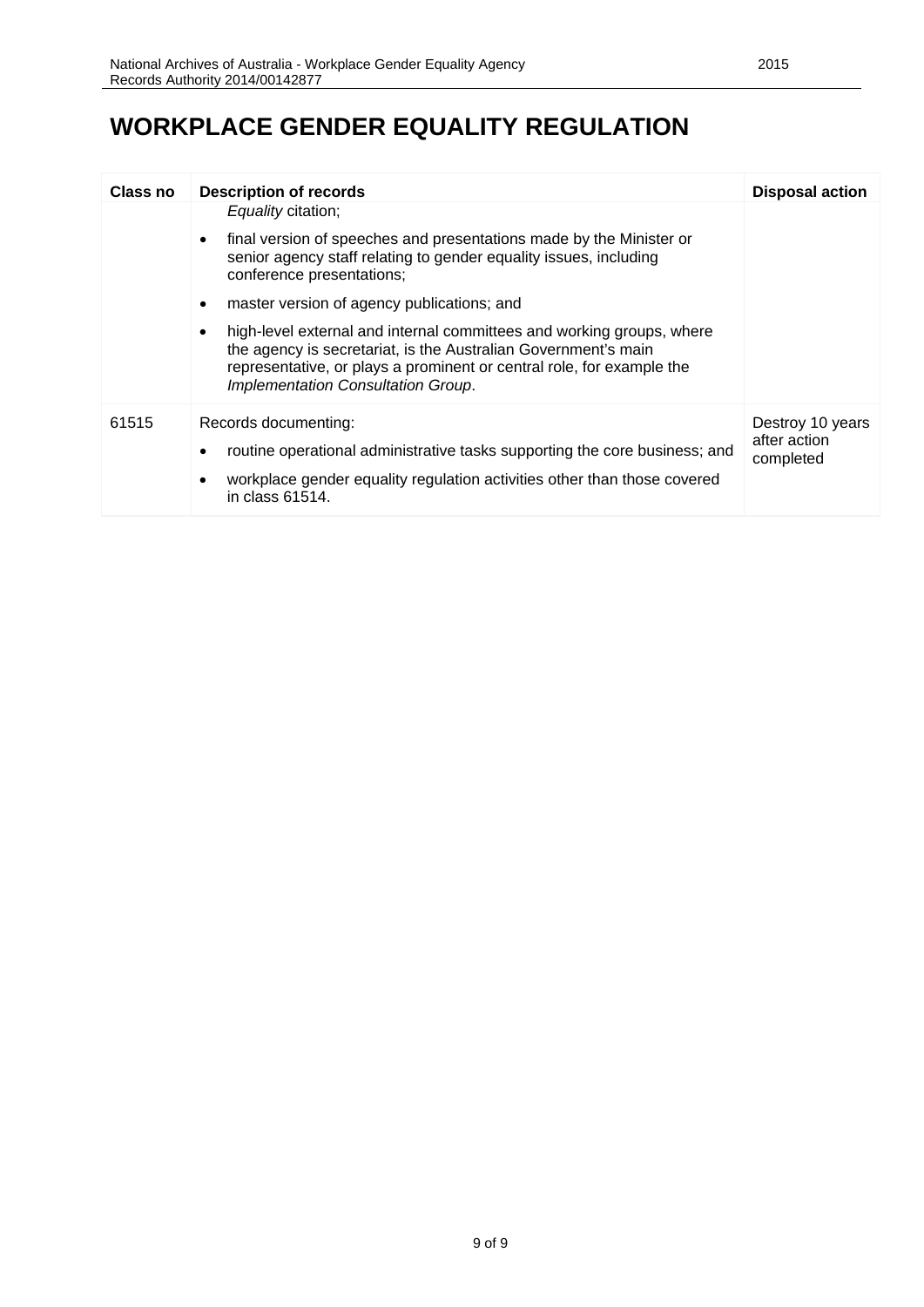# WORKPLACE GENDER EQUALITY REGULATION

| Class no | Description of records | Disposal action |
|---|---|---|
| | *Equality* citation;<br>• final version of speeches and presentations made by the Minister or senior agency staff relating to gender equality issues, including conference presentations;<br>• master version of agency publications; and<br>• high-level external and internal committees and working groups, where the agency is secretariat, is the Australian Government's main representative, or plays a prominent or central role, for example the *Implementation Consultation Group*. | |
| 61515 | Records documenting:<br>• routine operational administrative tasks supporting the core business; and<br>• workplace gender equality regulation activities other than those covered in class 61514. | Destroy 10 years after action completed |